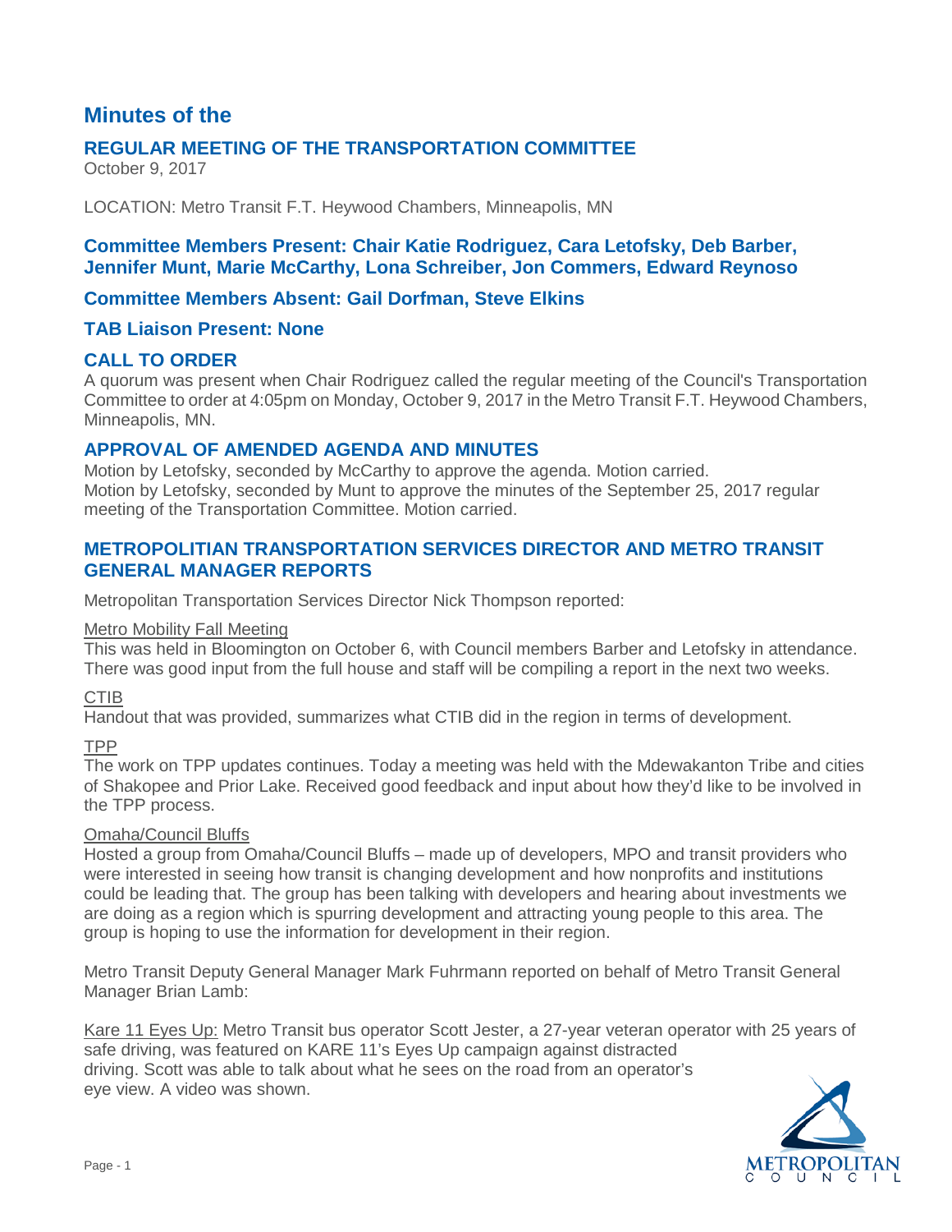# Minutes of the

## REGULAR MEETING OF THE TRANSPORTATION COMMITTEE

October 9, 2017

LOCATION: Metro Transit F.T. Heywood Chambers, Minneapolis, MN

### Committee Members Present: Chair Katie Rodriguez, Cara Letofsky, Deb Barber, Jennifer Munt, Marie McCarthy, Lona Schreiber, Jon Commers, Edward Reynoso

### Committee Members Absent: Gail Dorfman, Steve Elkins

### TAB Liaison Present: None

### CALL TO ORDER

A quorum was present when Chair Rodriguez called the regular meeting of the Council's Transportation Committee to order at 4:05pm on Monday, October 9, 2017 in the Metro Transit F.T. Heywood Chambers, Minneapolis, MN.

### APPROVAL OF AMENDED AGENDA AND MINUTES

Motion by Letofsky, seconded by McCarthy to approve the agenda. Motion carried.
Motion by Letofsky, seconded by Munt to approve the minutes of the September 25, 2017 regular meeting of the Transportation Committee. Motion carried.

### METROPOLITAN TRANSPORTATION SERVICES DIRECTOR AND METRO TRANSIT GENERAL MANAGER REPORTS

Metropolitan Transportation Services Director Nick Thompson reported:

Metro Mobility Fall Meeting
This was held in Bloomington on October 6, with Council members Barber and Letofsky in attendance. There was good input from the full house and staff will be compiling a report in the next two weeks.

CTIB
Handout that was provided, summarizes what CTIB did in the region in terms of development.

TPP
The work on TPP updates continues. Today a meeting was held with the Mdewakanton Tribe and cities of Shakopee and Prior Lake. Received good feedback and input about how they'd like to be involved in the TPP process.

Omaha/Council Bluffs
Hosted a group from Omaha/Council Bluffs – made up of developers, MPO and transit providers who were interested in seeing how transit is changing development and how nonprofits and institutions could be leading that. The group has been talking with developers and hearing about investments we are doing as a region which is spurring development and attracting young people to this area. The group is hoping to use the information for development in their region.

Metro Transit Deputy General Manager Mark Fuhrmann reported on behalf of Metro Transit General Manager Brian Lamb:

Kare 11 Eyes Up: Metro Transit bus operator Scott Jester, a 27-year veteran operator with 25 years of safe driving, was featured on KARE 11's Eyes Up campaign against distracted driving. Scott was able to talk about what he sees on the road from an operator's eye view. A video was shown.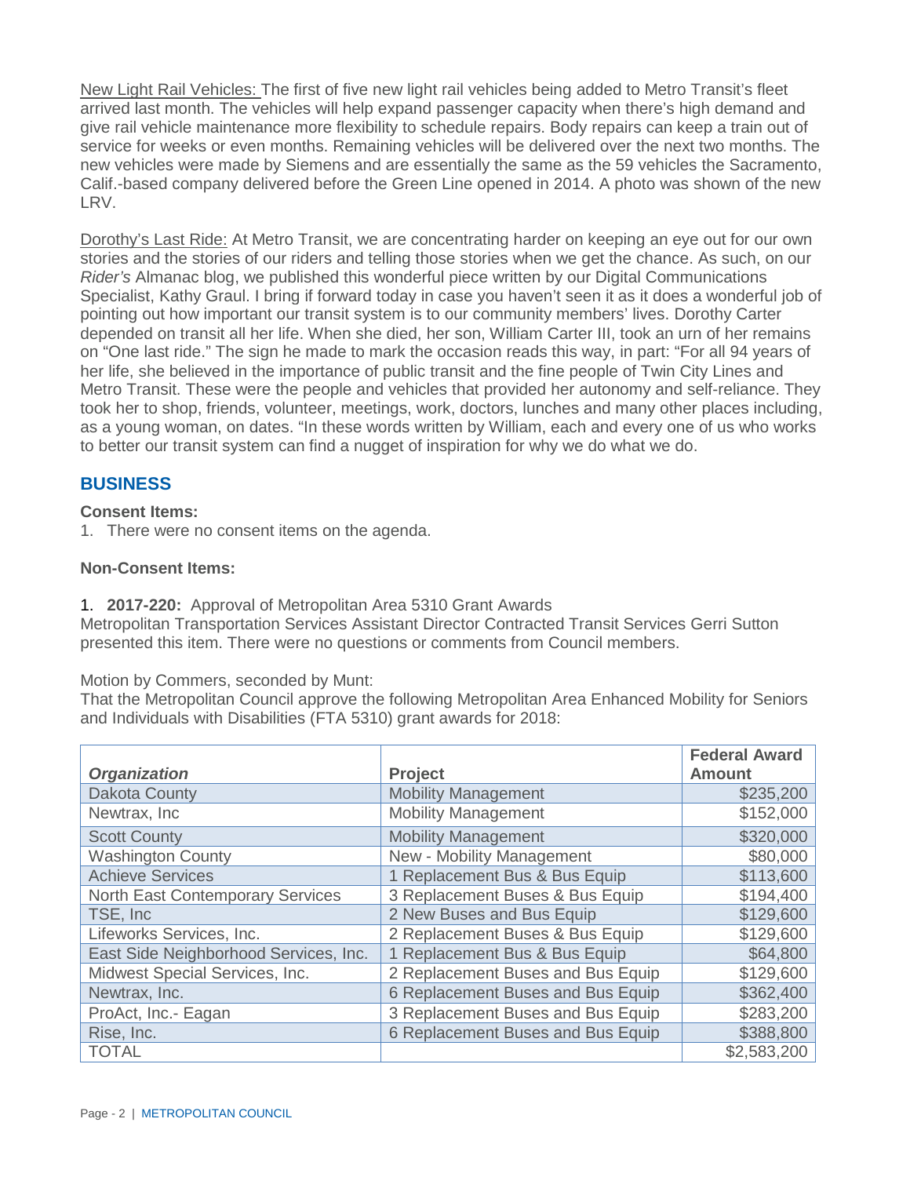New Light Rail Vehicles: The first of five new light rail vehicles being added to Metro Transit's fleet arrived last month. The vehicles will help expand passenger capacity when there's high demand and give rail vehicle maintenance more flexibility to schedule repairs. Body repairs can keep a train out of service for weeks or even months. Remaining vehicles will be delivered over the next two months. The new vehicles were made by Siemens and are essentially the same as the 59 vehicles the Sacramento, Calif.-based company delivered before the Green Line opened in 2014. A photo was shown of the new LRV.

Dorothy's Last Ride: At Metro Transit, we are concentrating harder on keeping an eye out for our own stories and the stories of our riders and telling those stories when we get the chance. As such, on our *Rider's* Almanac blog, we published this wonderful piece written by our Digital Communications Specialist, Kathy Graul. I bring if forward today in case you haven't seen it as it does a wonderful job of pointing out how important our transit system is to our community members' lives. Dorothy Carter depended on transit all her life. When she died, her son, William Carter III, took an urn of her remains on "One last ride." The sign he made to mark the occasion reads this way, in part: "For all 94 years of her life, she believed in the importance of public transit and the fine people of Twin City Lines and Metro Transit. These were the people and vehicles that provided her autonomy and self-reliance. They took her to shop, friends, volunteer, meetings, work, doctors, lunches and many other places including, as a young woman, on dates. "In these words written by William, each and every one of us who works to better our transit system can find a nugget of inspiration for why we do what we do.

## BUSINESS

**Consent Items:**

1. There were no consent items on the agenda.

**Non-Consent Items:**

1. **2017-220:** Approval of Metropolitan Area 5310 Grant Awards

Metropolitan Transportation Services Assistant Director Contracted Transit Services Gerri Sutton presented this item. There were no questions or comments from Council members.

Motion by Commers, seconded by Munt:

That the Metropolitan Council approve the following Metropolitan Area Enhanced Mobility for Seniors and Individuals with Disabilities (FTA 5310) grant awards for 2018:

| ***Organization*** | **Project** | **Federal Award Amount** |
|---|---|---|
| Dakota County | Mobility Management | $235,200 |
| Newtrax, Inc | Mobility Management | $152,000 |
| Scott County | Mobility Management | $320,000 |
| Washington County | New - Mobility Management | $80,000 |
| Achieve Services | 1 Replacement Bus & Bus Equip | $113,600 |
| North East Contemporary Services | 3 Replacement Buses & Bus Equip | $194,400 |
| TSE, Inc | 2 New Buses and Bus Equip | $129,600 |
| Lifeworks Services, Inc. | 2 Replacement Buses & Bus Equip | $129,600 |
| East Side Neighborhood Services, Inc. | 1 Replacement Bus & Bus Equip | $64,800 |
| Midwest Special Services, Inc. | 2 Replacement Buses and Bus Equip | $129,600 |
| Newtrax, Inc. | 6 Replacement Buses and Bus Equip | $362,400 |
| ProAct, Inc.- Eagan | 3 Replacement Buses and Bus Equip | $283,200 |
| Rise, Inc. | 6 Replacement Buses and Bus Equip | $388,800 |
| TOTAL | | $2,583,200 |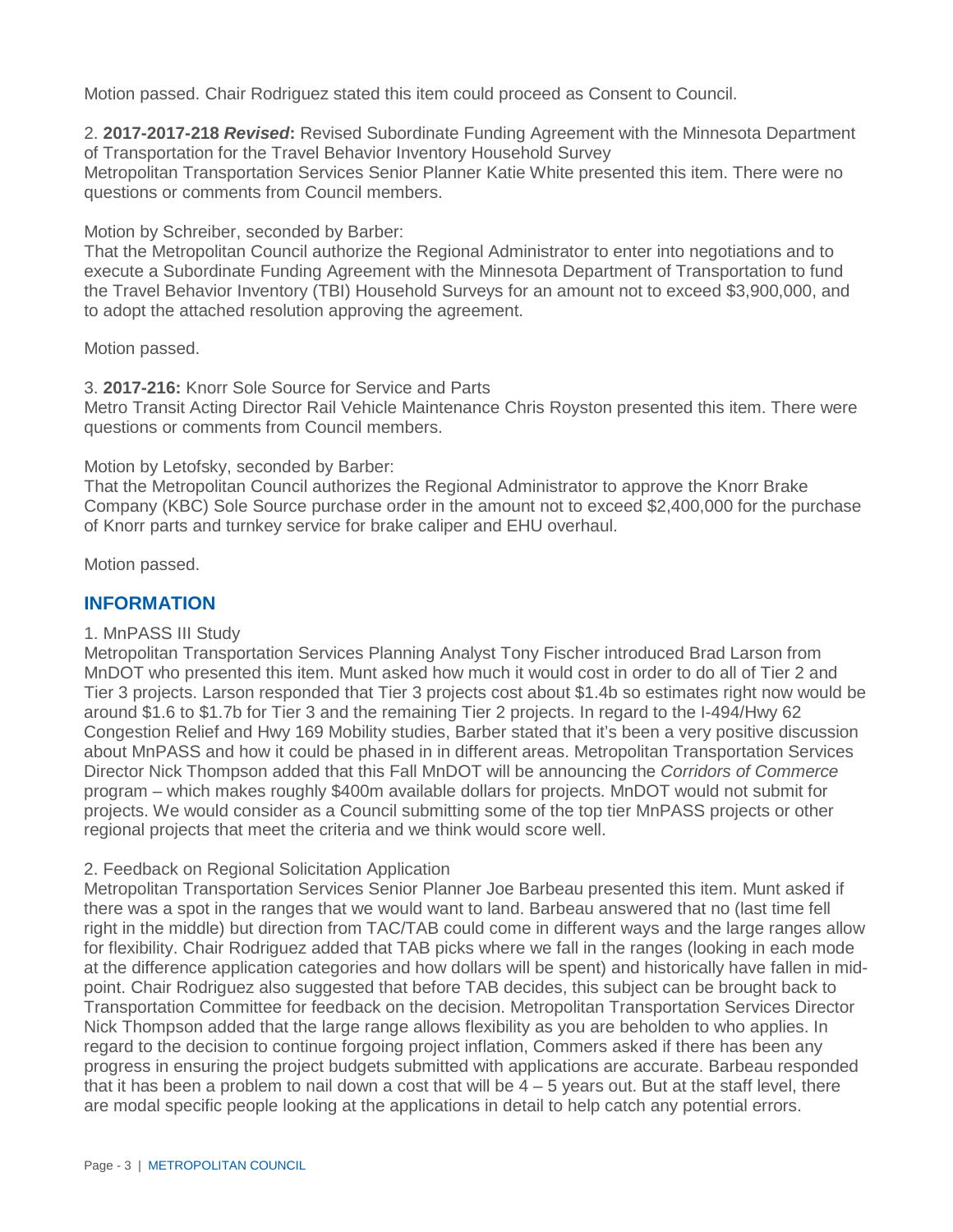Motion passed. Chair Rodriguez stated this item could proceed as Consent to Council.

2. **2017-2017-218** ***Revised*****:** Revised Subordinate Funding Agreement with the Minnesota Department of Transportation for the Travel Behavior Inventory Household Survey
Metropolitan Transportation Services Senior Planner Katie White presented this item. There were no questions or comments from Council members.

Motion by Schreiber, seconded by Barber:
That the Metropolitan Council authorize the Regional Administrator to enter into negotiations and to execute a Subordinate Funding Agreement with the Minnesota Department of Transportation to fund the Travel Behavior Inventory (TBI) Household Surveys for an amount not to exceed $3,900,000, and to adopt the attached resolution approving the agreement.

Motion passed.

3. **2017-216:** Knorr Sole Source for Service and Parts
Metro Transit Acting Director Rail Vehicle Maintenance Chris Royston presented this item. There were questions or comments from Council members.

Motion by Letofsky, seconded by Barber:
That the Metropolitan Council authorizes the Regional Administrator to approve the Knorr Brake Company (KBC) Sole Source purchase order in the amount not to exceed $2,400,000 for the purchase of Knorr parts and turnkey service for brake caliper and EHU overhaul.

Motion passed.

## INFORMATION

1. MnPASS III Study
Metropolitan Transportation Services Planning Analyst Tony Fischer introduced Brad Larson from MnDOT who presented this item. Munt asked how much it would cost in order to do all of Tier 2 and Tier 3 projects. Larson responded that Tier 3 projects cost about $1.4b so estimates right now would be around $1.6 to $1.7b for Tier 3 and the remaining Tier 2 projects. In regard to the I-494/Hwy 62 Congestion Relief and Hwy 169 Mobility studies, Barber stated that it's been a very positive discussion about MnPASS and how it could be phased in in different areas. Metropolitan Transportation Services Director Nick Thompson added that this Fall MnDOT will be announcing the *Corridors of Commerce* program – which makes roughly $400m available dollars for projects. MnDOT would not submit for projects. We would consider as a Council submitting some of the top tier MnPASS projects or other regional projects that meet the criteria and we think would score well.

2. Feedback on Regional Solicitation Application
Metropolitan Transportation Services Senior Planner Joe Barbeau presented this item. Munt asked if there was a spot in the ranges that we would want to land. Barbeau answered that no (last time fell right in the middle) but direction from TAC/TAB could come in different ways and the large ranges allow for flexibility. Chair Rodriguez added that TAB picks where we fall in the ranges (looking in each mode at the difference application categories and how dollars will be spent) and historically have fallen in mid-point. Chair Rodriguez also suggested that before TAB decides, this subject can be brought back to Transportation Committee for feedback on the decision. Metropolitan Transportation Services Director Nick Thompson added that the large range allows flexibility as you are beholden to who applies. In regard to the decision to continue forgoing project inflation, Commers asked if there has been any progress in ensuring the project budgets submitted with applications are accurate. Barbeau responded that it has been a problem to nail down a cost that will be 4 – 5 years out. But at the staff level, there are modal specific people looking at the applications in detail to help catch any potential errors.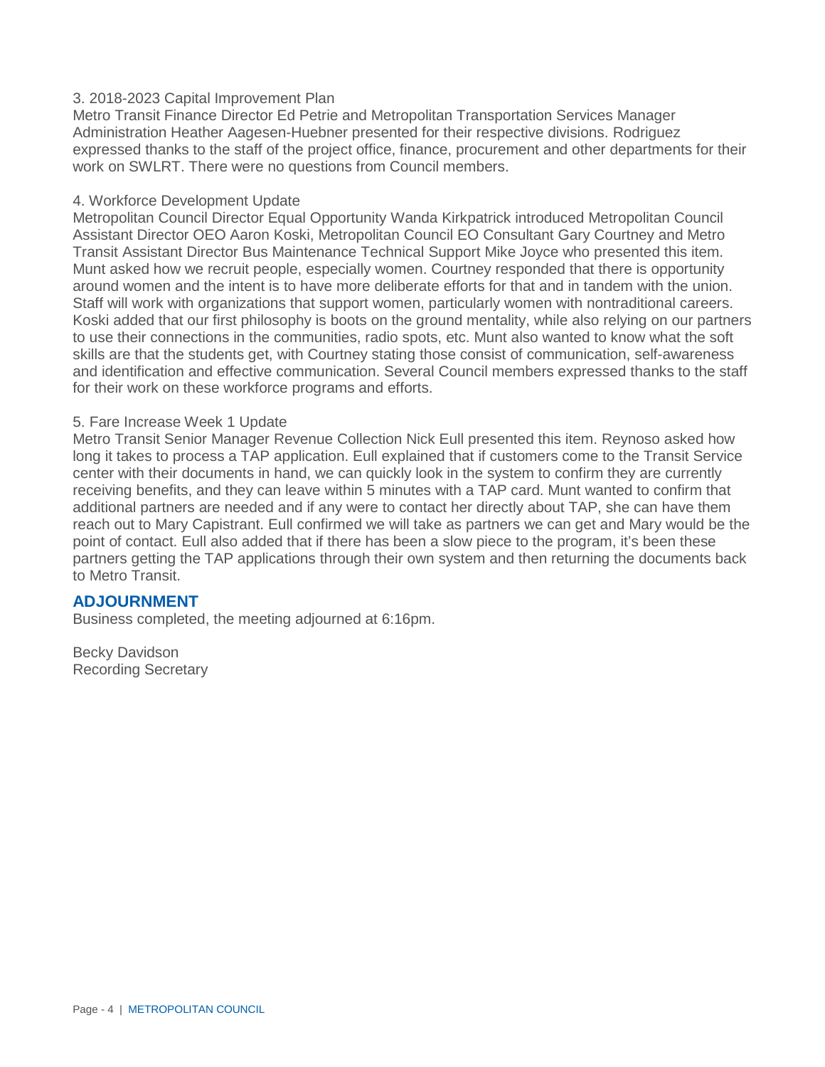3. 2018-2023 Capital Improvement Plan
Metro Transit Finance Director Ed Petrie and Metropolitan Transportation Services Manager Administration Heather Aagesen-Huebner presented for their respective divisions. Rodriguez expressed thanks to the staff of the project office, finance, procurement and other departments for their work on SWLRT. There were no questions from Council members.

4. Workforce Development Update
Metropolitan Council Director Equal Opportunity Wanda Kirkpatrick introduced Metropolitan Council Assistant Director OEO Aaron Koski, Metropolitan Council EO Consultant Gary Courtney and Metro Transit Assistant Director Bus Maintenance Technical Support Mike Joyce who presented this item. Munt asked how we recruit people, especially women. Courtney responded that there is opportunity around women and the intent is to have more deliberate efforts for that and in tandem with the union. Staff will work with organizations that support women, particularly women with nontraditional careers. Koski added that our first philosophy is boots on the ground mentality, while also relying on our partners to use their connections in the communities, radio spots, etc. Munt also wanted to know what the soft skills are that the students get, with Courtney stating those consist of communication, self-awareness and identification and effective communication. Several Council members expressed thanks to the staff for their work on these workforce programs and efforts.

5. Fare Increase Week 1 Update
Metro Transit Senior Manager Revenue Collection Nick Eull presented this item. Reynoso asked how long it takes to process a TAP application. Eull explained that if customers come to the Transit Service center with their documents in hand, we can quickly look in the system to confirm they are currently receiving benefits, and they can leave within 5 minutes with a TAP card. Munt wanted to confirm that additional partners are needed and if any were to contact her directly about TAP, she can have them reach out to Mary Capistrant. Eull confirmed we will take as partners we can get and Mary would be the point of contact. Eull also added that if there has been a slow piece to the program, it's been these partners getting the TAP applications through their own system and then returning the documents back to Metro Transit.

## ADJOURNMENT

Business completed, the meeting adjourned at 6:16pm.

Becky Davidson
Recording Secretary